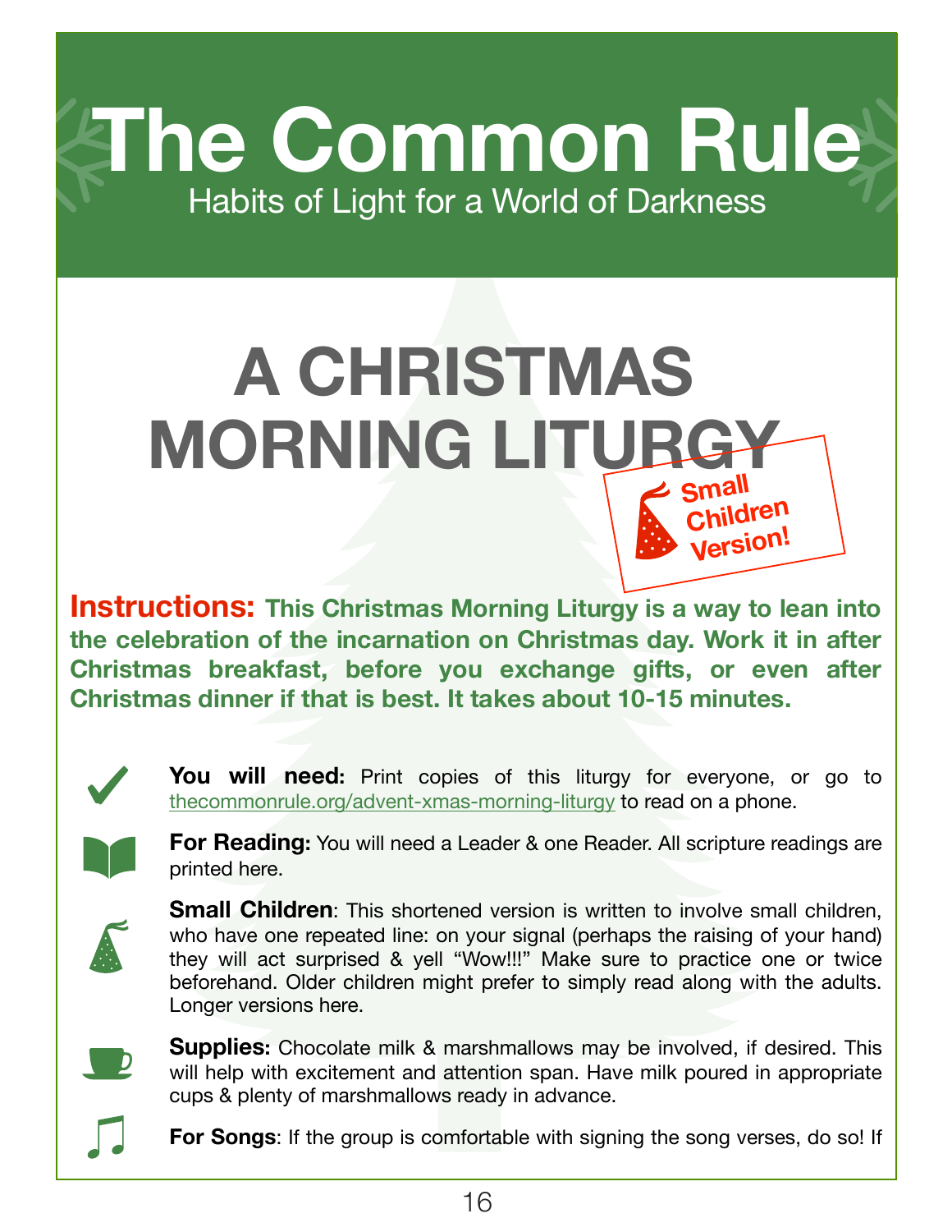# The Common Rule

Habits of Light for a World of Darkness

## A CHRISTMAS MORNING LITURGY

**Small Children Version!**

**Instructions: This Christmas Morning Liturgy is a way to lean into the celebration of the incarnation on Christmas day. Work it in after Christmas breakfast, before you exchange gifts, or even after Christmas dinner if that is best. It takes about 10-15 minutes.**

**You will need:** Print copies of this liturgy for everyone, or go to thecommonrule.org/advent-xmas-morning-liturgy to read on a phone.

**For Reading:** You will need a Leader & one Reader. All scripture readings are printed here.

**Small Children**: This shortened version is written to involve small children, who have one repeated line: on your signal (perhaps the raising of your hand) they will act surprised & yell "Wow!!!" Make sure to practice one or twice beforehand. Older children might prefer to simply read along with the adults. Longer versions here.

**Supplies:** Chocolate milk & marshmallows may be involved, if desired. This will help with excitement and attention span. Have milk poured in appropriate cups & plenty of marshmallows ready in advance.

**For Songs**: If the group is comfortable with signing the song verses, do so! If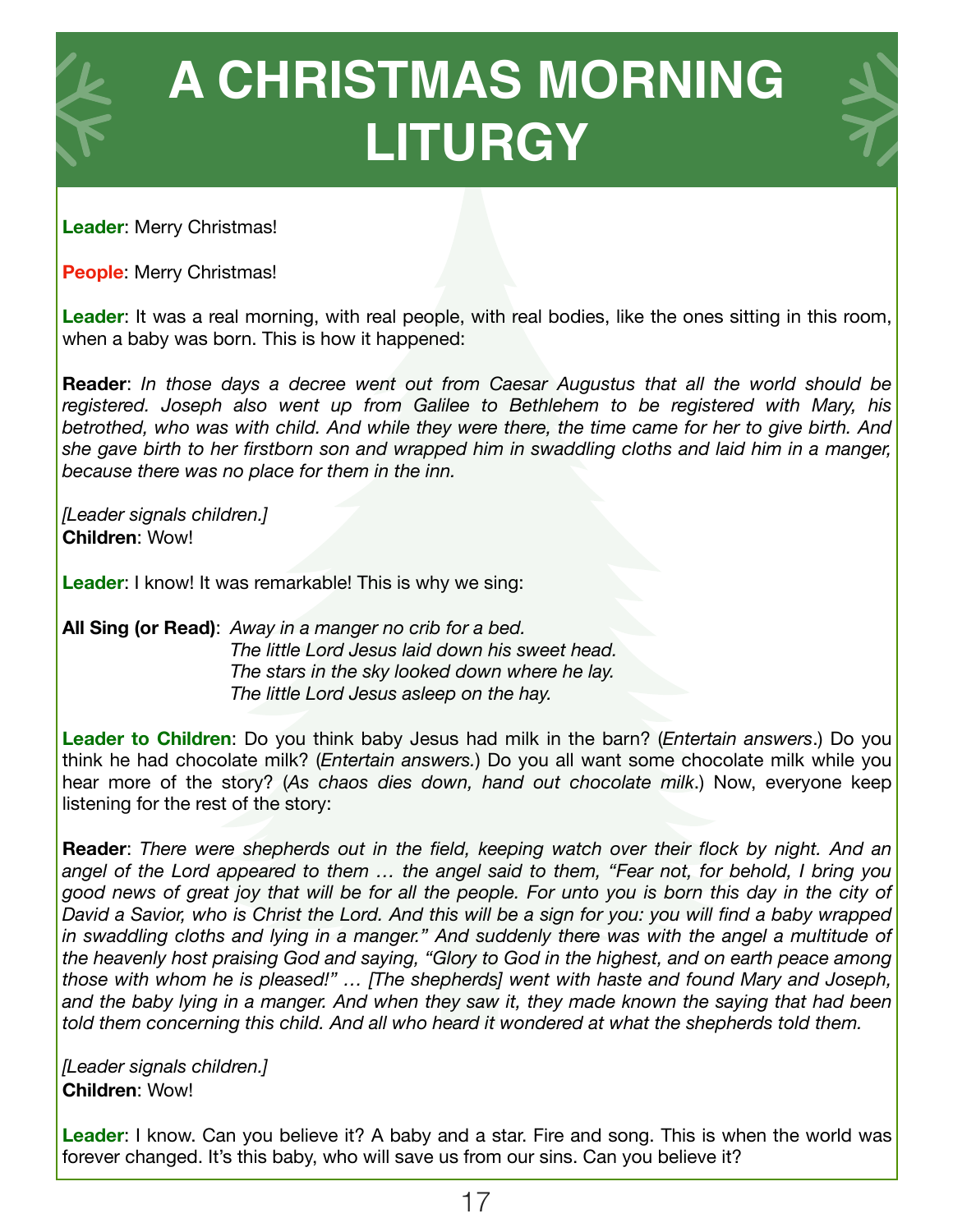# A CHRISTMAS MORNING LITURGY

**Leader**: Merry Christmas!

**People**: Merry Christmas!

**Leader**: It was a real morning, with real people, with real bodies, like the ones sitting in this room, when a baby was born. This is how it happened:

**Reader**: *In those days a decree went out from Caesar Augustus that all the world should be registered. Joseph also went up from Galilee to Bethlehem to be registered with Mary, his betrothed, who was with child. And while they were there, the time came for her to give birth. And she gave birth to her firstborn son and wrapped him in swaddling cloths and laid him in a manger, because there was no place for them in the inn.*

*[Leader signals children.]*
**Children**: Wow!

**Leader**: I know! It was remarkable! This is why we sing:

**All Sing (or Read)**: *Away in a manger no crib for a bed.*
*The little Lord Jesus laid down his sweet head.*
*The stars in the sky looked down where he lay.*
*The little Lord Jesus asleep on the hay.*

**Leader to Children**: Do you think baby Jesus had milk in the barn? (*Entertain answers*.) Do you think he had chocolate milk? (*Entertain answers.*) Do you all want some chocolate milk while you hear more of the story? (*As chaos dies down, hand out chocolate milk*.) Now, everyone keep listening for the rest of the story:

**Reader**: *There were shepherds out in the field, keeping watch over their flock by night. And an angel of the Lord appeared to them … the angel said to them, "Fear not, for behold, I bring you good news of great joy that will be for all the people. For unto you is born this day in the city of David a Savior, who is Christ the Lord. And this will be a sign for you: you will find a baby wrapped in swaddling cloths and lying in a manger." And suddenly there was with the angel a multitude of the heavenly host praising God and saying, "Glory to God in the highest, and on earth peace among those with whom he is pleased!" … [The shepherds] went with haste and found Mary and Joseph, and the baby lying in a manger. And when they saw it, they made known the saying that had been told them concerning this child. And all who heard it wondered at what the shepherds told them.*

*[Leader signals children.]*
**Children**: Wow!

**Leader**: I know. Can you believe it? A baby and a star. Fire and song. This is when the world was forever changed. It's this baby, who will save us from our sins. Can you believe it?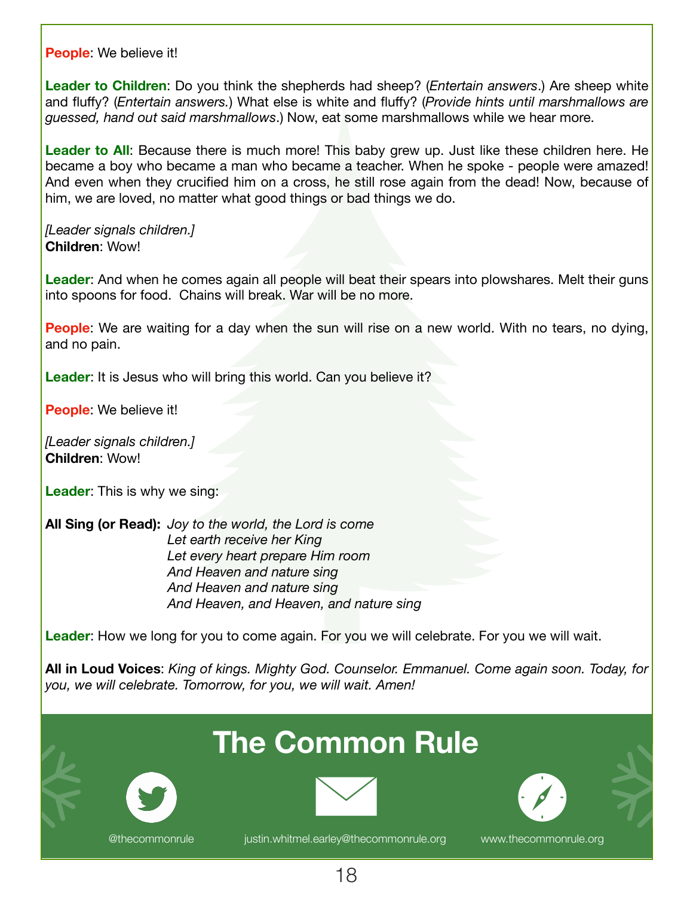**People**: We believe it!

**Leader to Children**: Do you think the shepherds had sheep? (*Entertain answers*.) Are sheep white and fluffy? (*Entertain answers.*) What else is white and fluffy? (*Provide hints until marshmallows are guessed, hand out said marshmallows*.) Now, eat some marshmallows while we hear more.

**Leader to All**: Because there is much more! This baby grew up. Just like these children here. He became a boy who became a man who became a teacher. When he spoke - people were amazed! And even when they crucified him on a cross, he still rose again from the dead! Now, because of him, we are loved, no matter what good things or bad things we do.

*[Leader signals children.]*
**Children**: Wow!

**Leader**: And when he comes again all people will beat their spears into plowshares. Melt their guns into spoons for food. Chains will break. War will be no more.

**People**: We are waiting for a day when the sun will rise on a new world. With no tears, no dying, and no pain.

**Leader**: It is Jesus who will bring this world. Can you believe it?

**People**: We believe it!

*[Leader signals children.]*
**Children**: Wow!

**Leader**: This is why we sing:

**All Sing (or Read):** *Joy to the world, the Lord is come*
*Let earth receive her King*
*Let every heart prepare Him room*
*And Heaven and nature sing*
*And Heaven and nature sing*
*And Heaven, and Heaven, and nature sing*

**Leader**: How we long for you to come again. For you we will celebrate. For you we will wait.

**All in Loud Voices**: *King of kings. Mighty God. Counselor. Emmanuel. Come again soon. Today, for you, we will celebrate. Tomorrow, for you, we will wait. Amen!*

## The Common Rule

@thecommonrule

justin.whitmel.earley@thecommonrule.org

www.thecommonrule.org